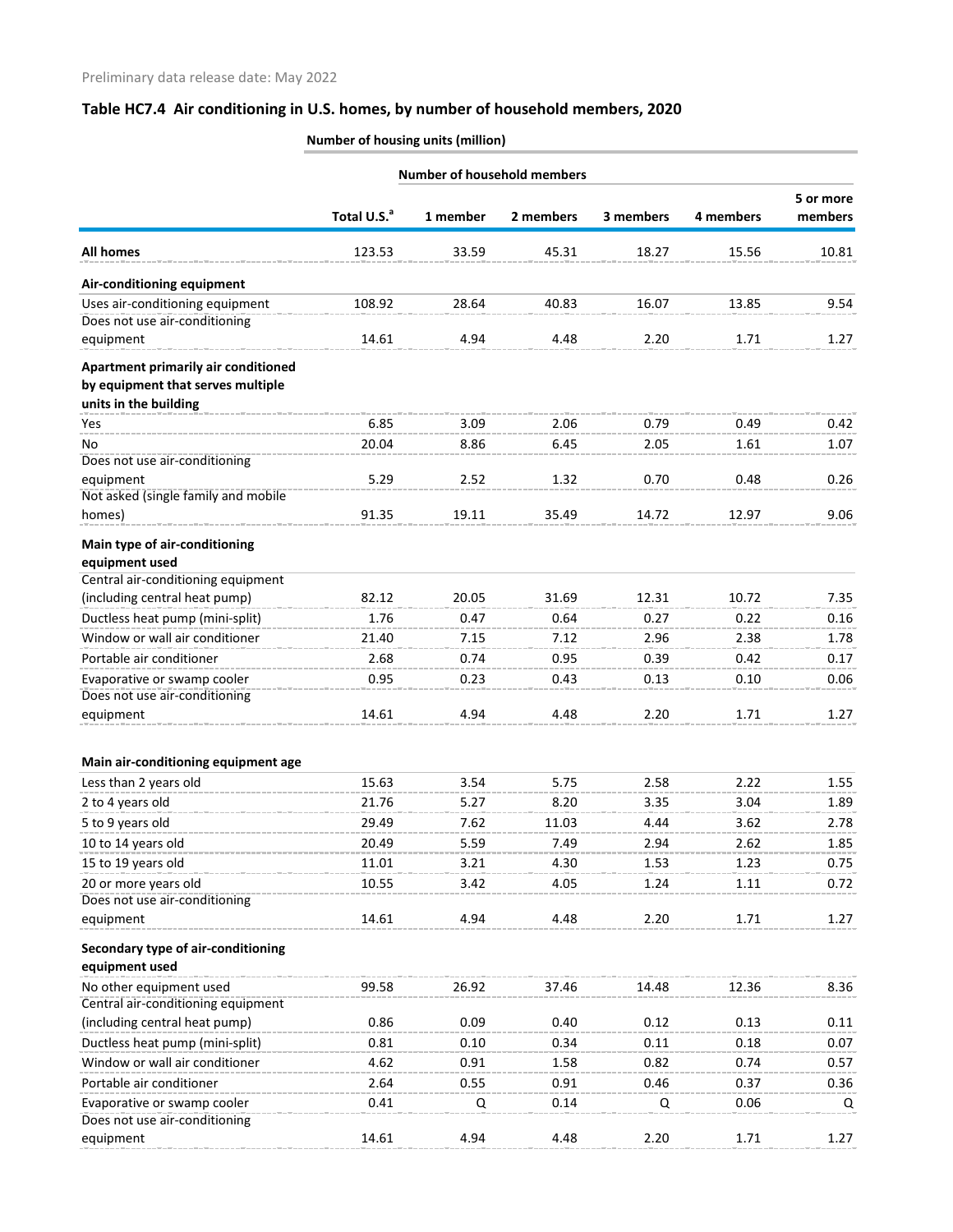Preliminary data release date: May 2022

## Table HC7.4 Air conditioning in U.S. homes, by number of household members, 2020

| | Number of housing units (million) | | | | | |
|---|---|---|---|---|---|---|
| | | Number of household members | | | | |
| | Total U.S.[a] | 1 member | 2 members | 3 members | 4 members | 5 or more members |
| **All homes** | 123.53 | 33.59 | 45.31 | 18.27 | 15.56 | 10.81 |
| **Air-conditioning equipment** | | | | | | |
| Uses air-conditioning equipment | 108.92 | 28.64 | 40.83 | 16.07 | 13.85 | 9.54 |
| Does not use air-conditioning equipment | 14.61 | 4.94 | 4.48 | 2.20 | 1.71 | 1.27 |
| **Apartment primarily air conditioned by equipment that serves multiple units in the building** | | | | | | |
| Yes | 6.85 | 3.09 | 2.06 | 0.79 | 0.49 | 0.42 |
| No | 20.04 | 8.86 | 6.45 | 2.05 | 1.61 | 1.07 |
| Does not use air-conditioning equipment | 5.29 | 2.52 | 1.32 | 0.70 | 0.48 | 0.26 |
| Not asked (single family and mobile homes) | 91.35 | 19.11 | 35.49 | 14.72 | 12.97 | 9.06 |
| **Main type of air-conditioning equipment used** | | | | | | |
| Central air-conditioning equipment (including central heat pump) | 82.12 | 20.05 | 31.69 | 12.31 | 10.72 | 7.35 |
| Ductless heat pump (mini-split) | 1.76 | 0.47 | 0.64 | 0.27 | 0.22 | 0.16 |
| Window or wall air conditioner | 21.40 | 7.15 | 7.12 | 2.96 | 2.38 | 1.78 |
| Portable air conditioner | 2.68 | 0.74 | 0.95 | 0.39 | 0.42 | 0.17 |
| Evaporative or swamp cooler | 0.95 | 0.23 | 0.43 | 0.13 | 0.10 | 0.06 |
| Does not use air-conditioning equipment | 14.61 | 4.94 | 4.48 | 2.20 | 1.71 | 1.27 |
| **Main air-conditioning equipment age** | | | | | | |
| Less than 2 years old | 15.63 | 3.54 | 5.75 | 2.58 | 2.22 | 1.55 |
| 2 to 4 years old | 21.76 | 5.27 | 8.20 | 3.35 | 3.04 | 1.89 |
| 5 to 9 years old | 29.49 | 7.62 | 11.03 | 4.44 | 3.62 | 2.78 |
| 10 to 14 years old | 20.49 | 5.59 | 7.49 | 2.94 | 2.62 | 1.85 |
| 15 to 19 years old | 11.01 | 3.21 | 4.30 | 1.53 | 1.23 | 0.75 |
| 20 or more years old | 10.55 | 3.42 | 4.05 | 1.24 | 1.11 | 0.72 |
| Does not use air-conditioning equipment | 14.61 | 4.94 | 4.48 | 2.20 | 1.71 | 1.27 |
| **Secondary type of air-conditioning equipment used** | | | | | | |
| No other equipment used | 99.58 | 26.92 | 37.46 | 14.48 | 12.36 | 8.36 |
| Central air-conditioning equipment (including central heat pump) | 0.86 | 0.09 | 0.40 | 0.12 | 0.13 | 0.11 |
| Ductless heat pump (mini-split) | 0.81 | 0.10 | 0.34 | 0.11 | 0.18 | 0.07 |
| Window or wall air conditioner | 4.62 | 0.91 | 1.58 | 0.82 | 0.74 | 0.57 |
| Portable air conditioner | 2.64 | 0.55 | 0.91 | 0.46 | 0.37 | 0.36 |
| Evaporative or swamp cooler | 0.41 | Q | 0.14 | Q | 0.06 | Q |
| Does not use air-conditioning equipment | 14.61 | 4.94 | 4.48 | 2.20 | 1.71 | 1.27 |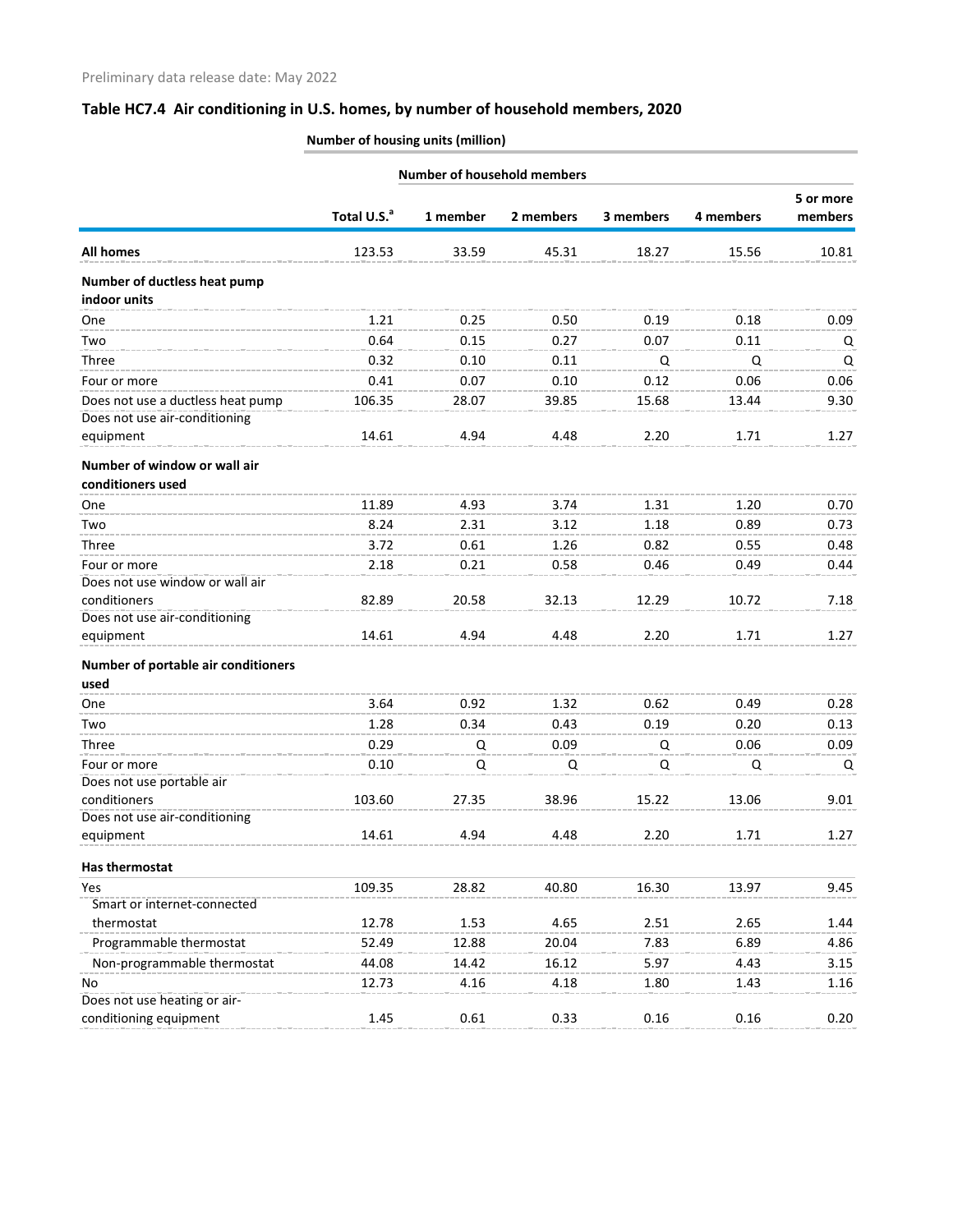Preliminary data release date: May 2022

## Table HC7.4 Air conditioning in U.S. homes, by number of household members, 2020

| | Number of housing units (million) | | | | | |
|---|---|---|---|---|---|---|
| | | Number of household members | | | | |
| | Total U.S.[a] | 1 member | 2 members | 3 members | 4 members | 5 or more members |
| **All homes** | 123.53 | 33.59 | 45.31 | 18.27 | 15.56 | 10.81 |
| **Number of ductless heat pump indoor units** | | | | | | |
| One | 1.21 | 0.25 | 0.50 | 0.19 | 0.18 | 0.09 |
| Two | 0.64 | 0.15 | 0.27 | 0.07 | 0.11 | Q |
| Three | 0.32 | 0.10 | 0.11 | Q | Q | Q |
| Four or more | 0.41 | 0.07 | 0.10 | 0.12 | 0.06 | 0.06 |
| Does not use a ductless heat pump | 106.35 | 28.07 | 39.85 | 15.68 | 13.44 | 9.30 |
| Does not use air-conditioning equipment | 14.61 | 4.94 | 4.48 | 2.20 | 1.71 | 1.27 |
| **Number of window or wall air conditioners used** | | | | | | |
| One | 11.89 | 4.93 | 3.74 | 1.31 | 1.20 | 0.70 |
| Two | 8.24 | 2.31 | 3.12 | 1.18 | 0.89 | 0.73 |
| Three | 3.72 | 0.61 | 1.26 | 0.82 | 0.55 | 0.48 |
| Four or more | 2.18 | 0.21 | 0.58 | 0.46 | 0.49 | 0.44 |
| Does not use window or wall air conditioners | 82.89 | 20.58 | 32.13 | 12.29 | 10.72 | 7.18 |
| Does not use air-conditioning equipment | 14.61 | 4.94 | 4.48 | 2.20 | 1.71 | 1.27 |
| **Number of portable air conditioners used** | | | | | | |
| One | 3.64 | 0.92 | 1.32 | 0.62 | 0.49 | 0.28 |
| Two | 1.28 | 0.34 | 0.43 | 0.19 | 0.20 | 0.13 |
| Three | 0.29 | Q | 0.09 | Q | 0.06 | 0.09 |
| Four or more | 0.10 | Q | Q | Q | Q | Q |
| Does not use portable air conditioners | 103.60 | 27.35 | 38.96 | 15.22 | 13.06 | 9.01 |
| Does not use air-conditioning equipment | 14.61 | 4.94 | 4.48 | 2.20 | 1.71 | 1.27 |
| **Has thermostat** | | | | | | |
| Yes | 109.35 | 28.82 | 40.80 | 16.30 | 13.97 | 9.45 |
| Smart or internet-connected thermostat | 12.78 | 1.53 | 4.65 | 2.51 | 2.65 | 1.44 |
| Programmable thermostat | 52.49 | 12.88 | 20.04 | 7.83 | 6.89 | 4.86 |
| Non-programmable thermostat | 44.08 | 14.42 | 16.12 | 5.97 | 4.43 | 3.15 |
| No | 12.73 | 4.16 | 4.18 | 1.80 | 1.43 | 1.16 |
| Does not use heating or air-conditioning equipment | 1.45 | 0.61 | 0.33 | 0.16 | 0.16 | 0.20 |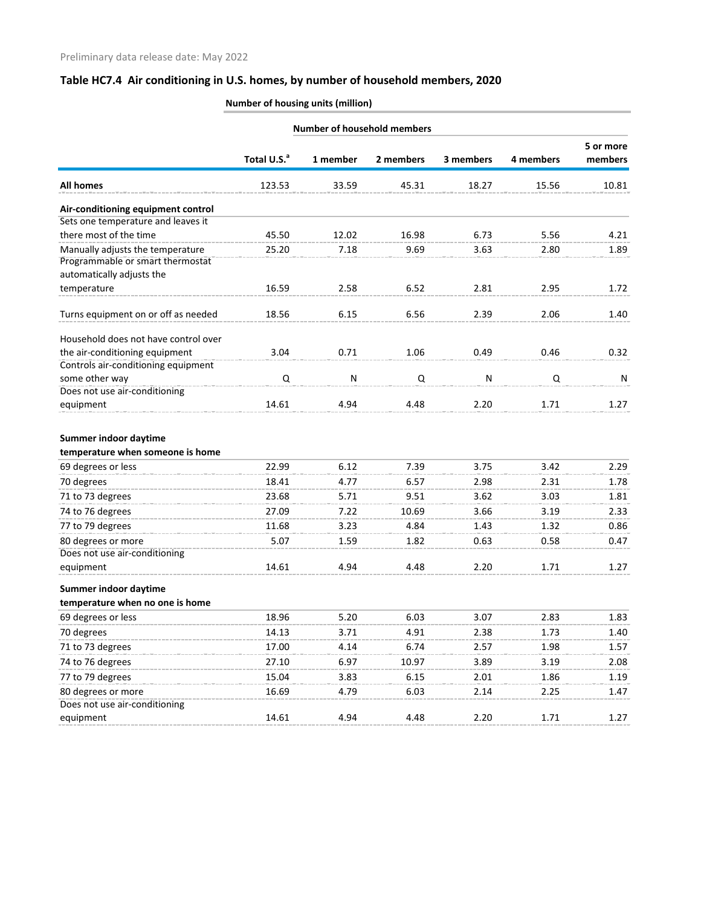Preliminary data release date: May 2022

## Table HC7.4 Air conditioning in U.S. homes, by number of household members, 2020

| | Number of housing units (million) | | | | | |
|---|---|---|---|---|---|---|
| | | Number of household members | | | | |
| | Total U.S.[a] | 1 member | 2 members | 3 members | 4 members | 5 or more members |
| **All homes** | 123.53 | 33.59 | 45.31 | 18.27 | 15.56 | 10.81 |
| **Air-conditioning equipment control** | | | | | | |
| Sets one temperature and leaves it there most of the time | 45.50 | 12.02 | 16.98 | 6.73 | 5.56 | 4.21 |
| Manually adjusts the temperature | 25.20 | 7.18 | 9.69 | 3.63 | 2.80 | 1.89 |
| Programmable or smart thermostat automatically adjusts the temperature | 16.59 | 2.58 | 6.52 | 2.81 | 2.95 | 1.72 |
| Turns equipment on or off as needed | 18.56 | 6.15 | 6.56 | 2.39 | 2.06 | 1.40 |
| Household does not have control over the air-conditioning equipment | 3.04 | 0.71 | 1.06 | 0.49 | 0.46 | 0.32 |
| Controls air-conditioning equipment some other way | Q | N | Q | N | Q | N |
| Does not use air-conditioning equipment | 14.61 | 4.94 | 4.48 | 2.20 | 1.71 | 1.27 |
| **Summer indoor daytime temperature when someone is home** | | | | | | |
| 69 degrees or less | 22.99 | 6.12 | 7.39 | 3.75 | 3.42 | 2.29 |
| 70 degrees | 18.41 | 4.77 | 6.57 | 2.98 | 2.31 | 1.78 |
| 71 to 73 degrees | 23.68 | 5.71 | 9.51 | 3.62 | 3.03 | 1.81 |
| 74 to 76 degrees | 27.09 | 7.22 | 10.69 | 3.66 | 3.19 | 2.33 |
| 77 to 79 degrees | 11.68 | 3.23 | 4.84 | 1.43 | 1.32 | 0.86 |
| 80 degrees or more | 5.07 | 1.59 | 1.82 | 0.63 | 0.58 | 0.47 |
| Does not use air-conditioning equipment | 14.61 | 4.94 | 4.48 | 2.20 | 1.71 | 1.27 |
| **Summer indoor daytime temperature when no one is home** | | | | | | |
| 69 degrees or less | 18.96 | 5.20 | 6.03 | 3.07 | 2.83 | 1.83 |
| 70 degrees | 14.13 | 3.71 | 4.91 | 2.38 | 1.73 | 1.40 |
| 71 to 73 degrees | 17.00 | 4.14 | 6.74 | 2.57 | 1.98 | 1.57 |
| 74 to 76 degrees | 27.10 | 6.97 | 10.97 | 3.89 | 3.19 | 2.08 |
| 77 to 79 degrees | 15.04 | 3.83 | 6.15 | 2.01 | 1.86 | 1.19 |
| 80 degrees or more | 16.69 | 4.79 | 6.03 | 2.14 | 2.25 | 1.47 |
| Does not use air-conditioning equipment | 14.61 | 4.94 | 4.48 | 2.20 | 1.71 | 1.27 |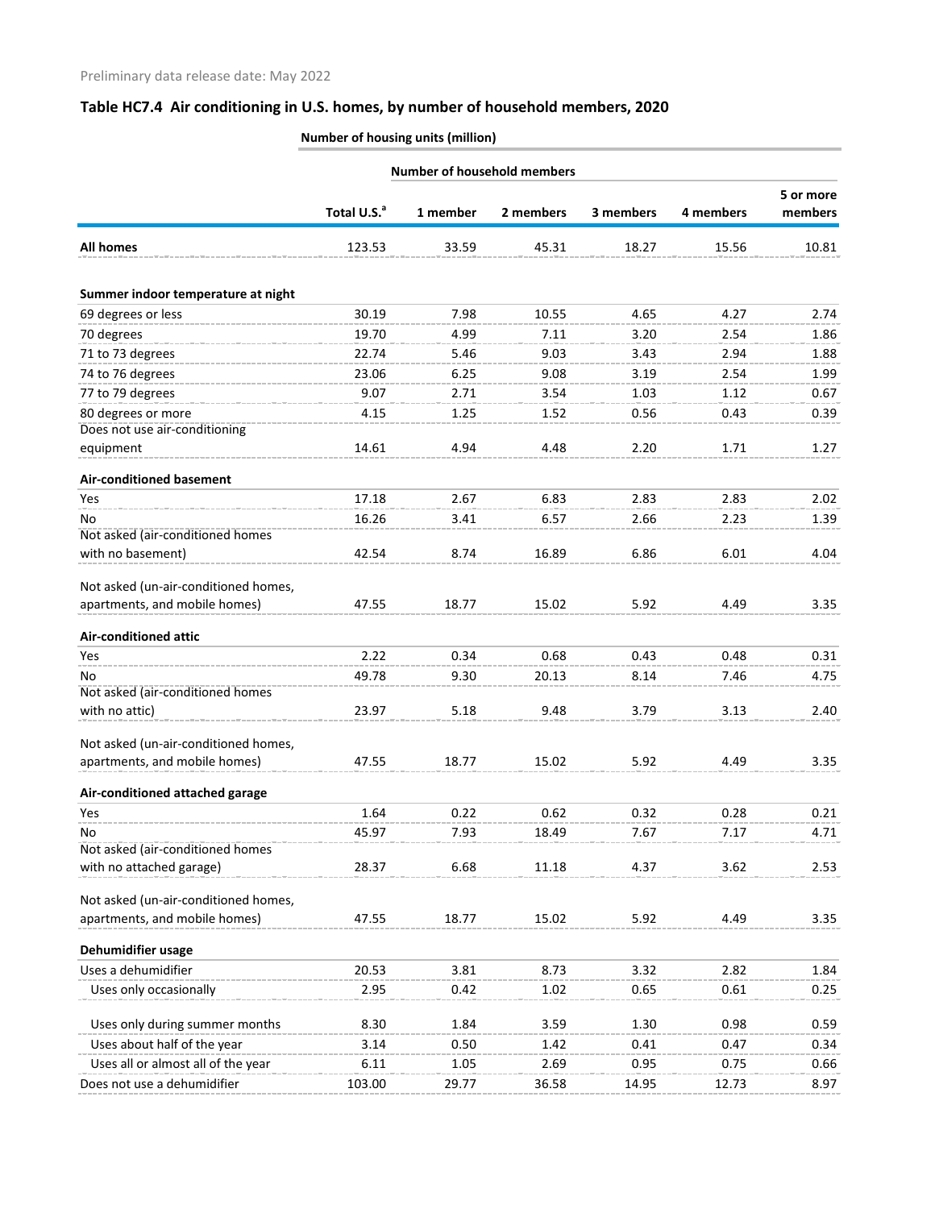Preliminary data release date: May 2022

## Table HC7.4 Air conditioning in U.S. homes, by number of household members, 2020

| | Number of housing units (million) | | | | | |
|---|---|---|---|---|---|---|
| | | Number of household members | | | | |
| | Total U.S.[a] | 1 member | 2 members | 3 members | 4 members | 5 or more members |
| **All homes** | 123.53 | 33.59 | 45.31 | 18.27 | 15.56 | 10.81 |
| **Summer indoor temperature at night** | | | | | | |
| 69 degrees or less | 30.19 | 7.98 | 10.55 | 4.65 | 4.27 | 2.74 |
| 70 degrees | 19.70 | 4.99 | 7.11 | 3.20 | 2.54 | 1.86 |
| 71 to 73 degrees | 22.74 | 5.46 | 9.03 | 3.43 | 2.94 | 1.88 |
| 74 to 76 degrees | 23.06 | 6.25 | 9.08 | 3.19 | 2.54 | 1.99 |
| 77 to 79 degrees | 9.07 | 2.71 | 3.54 | 1.03 | 1.12 | 0.67 |
| 80 degrees or more | 4.15 | 1.25 | 1.52 | 0.56 | 0.43 | 0.39 |
| Does not use air-conditioning equipment | 14.61 | 4.94 | 4.48 | 2.20 | 1.71 | 1.27 |
| **Air-conditioned basement** | | | | | | |
| Yes | 17.18 | 2.67 | 6.83 | 2.83 | 2.83 | 2.02 |
| No | 16.26 | 3.41 | 6.57 | 2.66 | 2.23 | 1.39 |
| Not asked (air-conditioned homes with no basement) | 42.54 | 8.74 | 16.89 | 6.86 | 6.01 | 4.04 |
| Not asked (un-air-conditioned homes, apartments, and mobile homes) | 47.55 | 18.77 | 15.02 | 5.92 | 4.49 | 3.35 |
| **Air-conditioned attic** | | | | | | |
| Yes | 2.22 | 0.34 | 0.68 | 0.43 | 0.48 | 0.31 |
| No | 49.78 | 9.30 | 20.13 | 8.14 | 7.46 | 4.75 |
| Not asked (air-conditioned homes with no attic) | 23.97 | 5.18 | 9.48 | 3.79 | 3.13 | 2.40 |
| Not asked (un-air-conditioned homes, apartments, and mobile homes) | 47.55 | 18.77 | 15.02 | 5.92 | 4.49 | 3.35 |
| **Air-conditioned attached garage** | | | | | | |
| Yes | 1.64 | 0.22 | 0.62 | 0.32 | 0.28 | 0.21 |
| No | 45.97 | 7.93 | 18.49 | 7.67 | 7.17 | 4.71 |
| Not asked (air-conditioned homes with no attached garage) | 28.37 | 6.68 | 11.18 | 4.37 | 3.62 | 2.53 |
| Not asked (un-air-conditioned homes, apartments, and mobile homes) | 47.55 | 18.77 | 15.02 | 5.92 | 4.49 | 3.35 |
| **Dehumidifier usage** | | | | | | |
| Uses a dehumidifier | 20.53 | 3.81 | 8.73 | 3.32 | 2.82 | 1.84 |
| Uses only occasionally | 2.95 | 0.42 | 1.02 | 0.65 | 0.61 | 0.25 |
| Uses only during summer months | 8.30 | 1.84 | 3.59 | 1.30 | 0.98 | 0.59 |
| Uses about half of the year | 3.14 | 0.50 | 1.42 | 0.41 | 0.47 | 0.34 |
| Uses all or almost all of the year | 6.11 | 1.05 | 2.69 | 0.95 | 0.75 | 0.66 |
| Does not use a dehumidifier | 103.00 | 29.77 | 36.58 | 14.95 | 12.73 | 8.97 |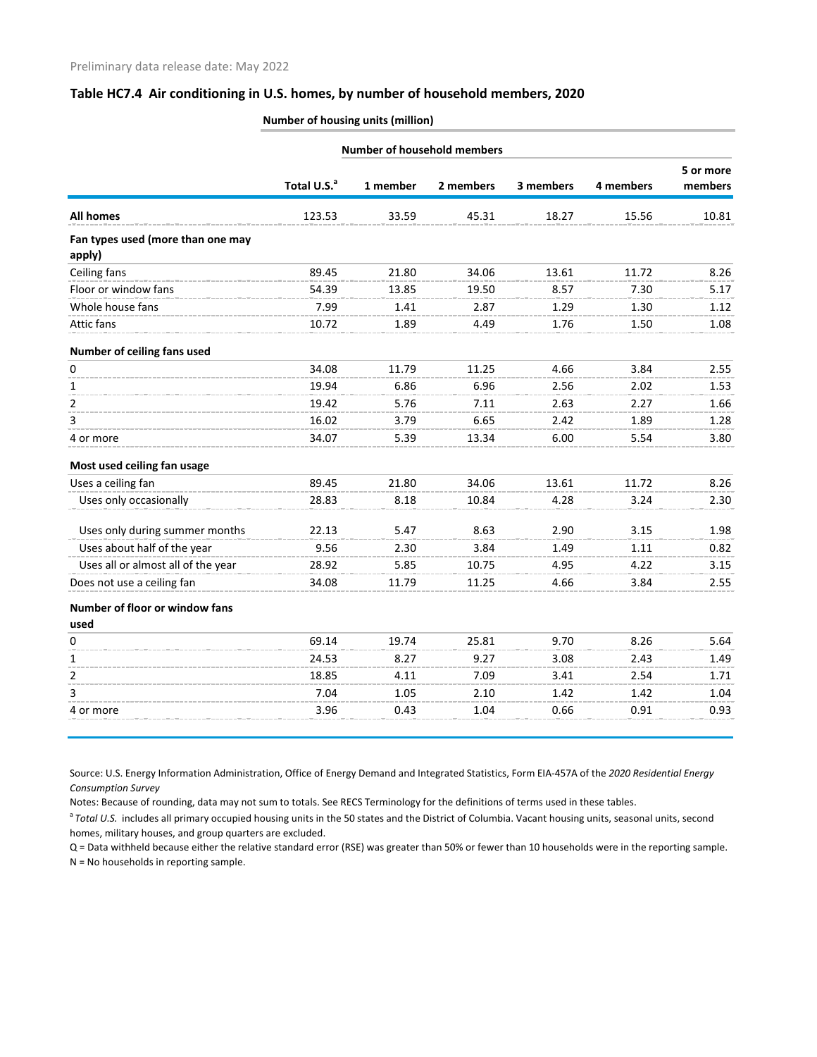Preliminary data release date: May 2022

## Table HC7.4 Air conditioning in U.S. homes, by number of household members, 2020

| | Number of housing units (million) | | | | | |
|---|---|---|---|---|---|---|
| | | Number of household members | | | | |
| | Total U.S.[a] | 1 member | 2 members | 3 members | 4 members | 5 or more members |
| **All homes** | 123.53 | 33.59 | 45.31 | 18.27 | 15.56 | 10.81 |
| **Fan types used (more than one may apply)** | | | | | | |
| Ceiling fans | 89.45 | 21.80 | 34.06 | 13.61 | 11.72 | 8.26 |
| Floor or window fans | 54.39 | 13.85 | 19.50 | 8.57 | 7.30 | 5.17 |
| Whole house fans | 7.99 | 1.41 | 2.87 | 1.29 | 1.30 | 1.12 |
| Attic fans | 10.72 | 1.89 | 4.49 | 1.76 | 1.50 | 1.08 |
| **Number of ceiling fans used** | | | | | | |
| 0 | 34.08 | 11.79 | 11.25 | 4.66 | 3.84 | 2.55 |
| 1 | 19.94 | 6.86 | 6.96 | 2.56 | 2.02 | 1.53 |
| 2 | 19.42 | 5.76 | 7.11 | 2.63 | 2.27 | 1.66 |
| 3 | 16.02 | 3.79 | 6.65 | 2.42 | 1.89 | 1.28 |
| 4 or more | 34.07 | 5.39 | 13.34 | 6.00 | 5.54 | 3.80 |
| **Most used ceiling fan usage** | | | | | | |
| Uses a ceiling fan | 89.45 | 21.80 | 34.06 | 13.61 | 11.72 | 8.26 |
| Uses only occasionally | 28.83 | 8.18 | 10.84 | 4.28 | 3.24 | 2.30 |
| Uses only during summer months | 22.13 | 5.47 | 8.63 | 2.90 | 3.15 | 1.98 |
| Uses about half of the year | 9.56 | 2.30 | 3.84 | 1.49 | 1.11 | 0.82 |
| Uses all or almost all of the year | 28.92 | 5.85 | 10.75 | 4.95 | 4.22 | 3.15 |
| Does not use a ceiling fan | 34.08 | 11.79 | 11.25 | 4.66 | 3.84 | 2.55 |
| **Number of floor or window fans used** | | | | | | |
| 0 | 69.14 | 19.74 | 25.81 | 9.70 | 8.26 | 5.64 |
| 1 | 24.53 | 8.27 | 9.27 | 3.08 | 2.43 | 1.49 |
| 2 | 18.85 | 4.11 | 7.09 | 3.41 | 2.54 | 1.71 |
| 3 | 7.04 | 1.05 | 2.10 | 1.42 | 1.42 | 1.04 |
| 4 or more | 3.96 | 0.43 | 1.04 | 0.66 | 0.91 | 0.93 |

Source: U.S. Energy Information Administration, Office of Energy Demand and Integrated Statistics, Form EIA-457A of the *2020 Residential Energy Consumption Survey*

Notes: Because of rounding, data may not sum to totals. See RECS Terminology for the definitions of terms used in these tables.

[a] *Total U.S.* includes all primary occupied housing units in the 50 states and the District of Columbia. Vacant housing units, seasonal units, second homes, military houses, and group quarters are excluded.

Q = Data withheld because either the relative standard error (RSE) was greater than 50% or fewer than 10 households were in the reporting sample.

N = No households in reporting sample.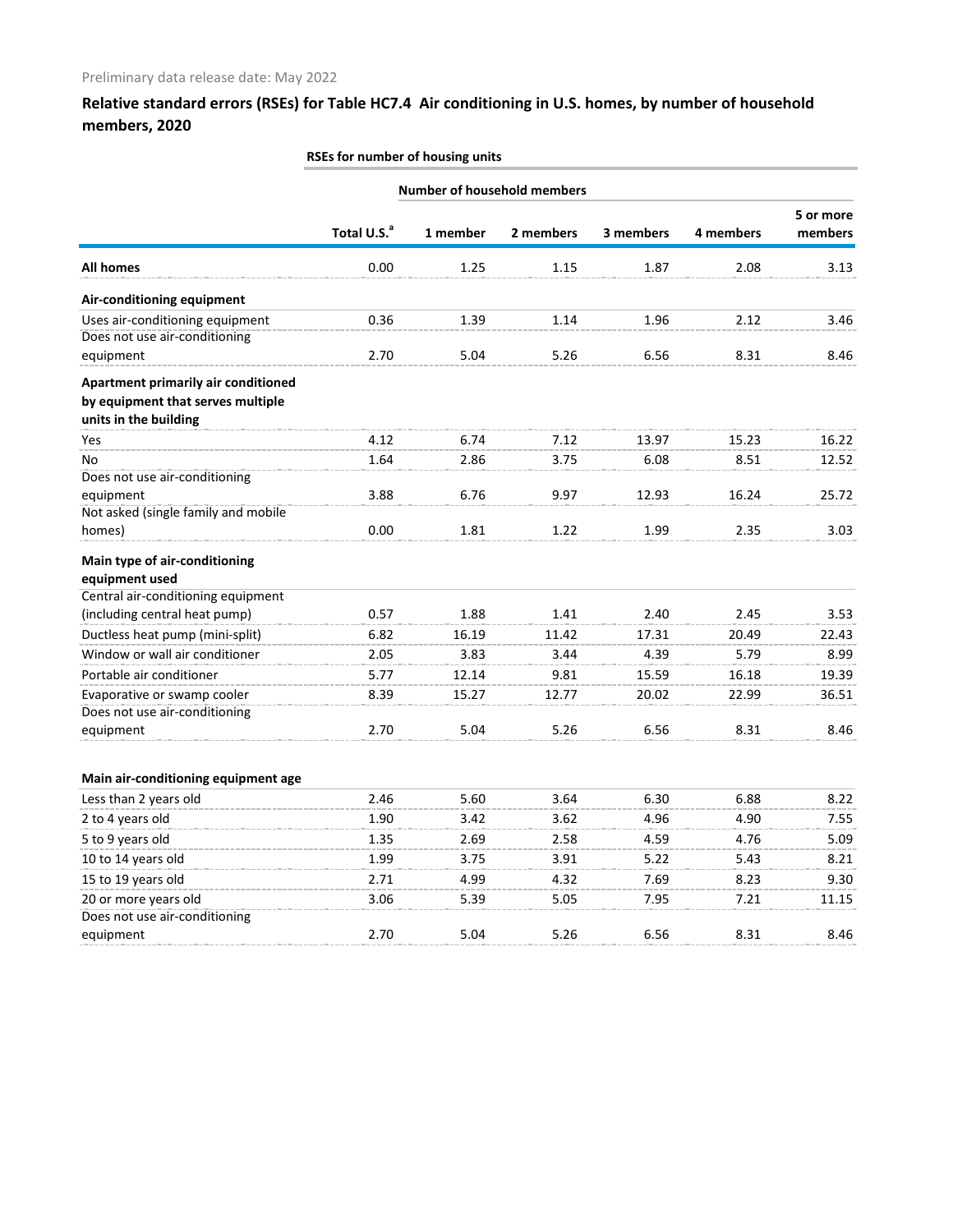Preliminary data release date: May 2022

## Relative standard errors (RSEs) for Table HC7.4 Air conditioning in U.S. homes, by number of household members, 2020

| | RSEs for number of housing units | | | | | |
|---|---|---|---|---|---|---|
| | | Number of household members | | | | |
| | Total U.S.[a] | 1 member | 2 members | 3 members | 4 members | 5 or more members |
| **All homes** | 0.00 | 1.25 | 1.15 | 1.87 | 2.08 | 3.13 |
| **Air-conditioning equipment** | | | | | | |
| Uses air-conditioning equipment | 0.36 | 1.39 | 1.14 | 1.96 | 2.12 | 3.46 |
| Does not use air-conditioning equipment | 2.70 | 5.04 | 5.26 | 6.56 | 8.31 | 8.46 |
| **Apartment primarily air conditioned by equipment that serves multiple units in the building** | | | | | | |
| Yes | 4.12 | 6.74 | 7.12 | 13.97 | 15.23 | 16.22 |
| No | 1.64 | 2.86 | 3.75 | 6.08 | 8.51 | 12.52 |
| Does not use air-conditioning equipment | 3.88 | 6.76 | 9.97 | 12.93 | 16.24 | 25.72 |
| Not asked (single family and mobile homes) | 0.00 | 1.81 | 1.22 | 1.99 | 2.35 | 3.03 |
| **Main type of air-conditioning equipment used** | | | | | | |
| Central air-conditioning equipment (including central heat pump) | 0.57 | 1.88 | 1.41 | 2.40 | 2.45 | 3.53 |
| Ductless heat pump (mini-split) | 6.82 | 16.19 | 11.42 | 17.31 | 20.49 | 22.43 |
| Window or wall air conditioner | 2.05 | 3.83 | 3.44 | 4.39 | 5.79 | 8.99 |
| Portable air conditioner | 5.77 | 12.14 | 9.81 | 15.59 | 16.18 | 19.39 |
| Evaporative or swamp cooler | 8.39 | 15.27 | 12.77 | 20.02 | 22.99 | 36.51 |
| Does not use air-conditioning equipment | 2.70 | 5.04 | 5.26 | 6.56 | 8.31 | 8.46 |
| **Main air-conditioning equipment age** | | | | | | |
| Less than 2 years old | 2.46 | 5.60 | 3.64 | 6.30 | 6.88 | 8.22 |
| 2 to 4 years old | 1.90 | 3.42 | 3.62 | 4.96 | 4.90 | 7.55 |
| 5 to 9 years old | 1.35 | 2.69 | 2.58 | 4.59 | 4.76 | 5.09 |
| 10 to 14 years old | 1.99 | 3.75 | 3.91 | 5.22 | 5.43 | 8.21 |
| 15 to 19 years old | 2.71 | 4.99 | 4.32 | 7.69 | 8.23 | 9.30 |
| 20 or more years old | 3.06 | 5.39 | 5.05 | 7.95 | 7.21 | 11.15 |
| Does not use air-conditioning equipment | 2.70 | 5.04 | 5.26 | 6.56 | 8.31 | 8.46 |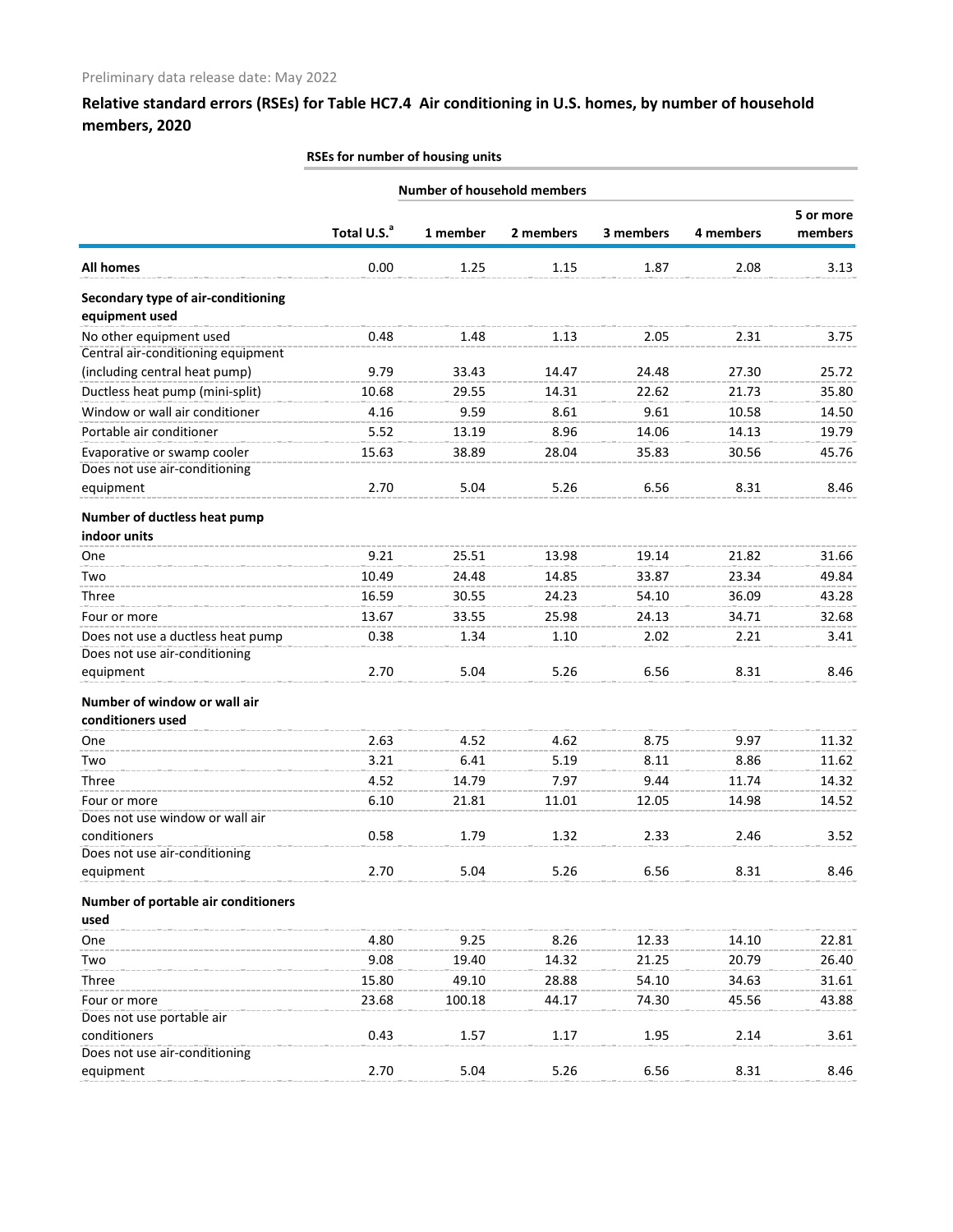Preliminary data release date: May 2022

## Relative standard errors (RSEs) for Table HC7.4 Air conditioning in U.S. homes, by number of household members, 2020

| | RSEs for number of housing units | | | | | |
|---|---|---|---|---|---|---|
| | | Number of household members | | | | |
| | Total U.S.[a] | 1 member | 2 members | 3 members | 4 members | 5 or more members |
| **All homes** | 0.00 | 1.25 | 1.15 | 1.87 | 2.08 | 3.13 |
| **Secondary type of air-conditioning equipment used** | | | | | | |
| No other equipment used | 0.48 | 1.48 | 1.13 | 2.05 | 2.31 | 3.75 |
| Central air-conditioning equipment (including central heat pump) | 9.79 | 33.43 | 14.47 | 24.48 | 27.30 | 25.72 |
| Ductless heat pump (mini-split) | 10.68 | 29.55 | 14.31 | 22.62 | 21.73 | 35.80 |
| Window or wall air conditioner | 4.16 | 9.59 | 8.61 | 9.61 | 10.58 | 14.50 |
| Portable air conditioner | 5.52 | 13.19 | 8.96 | 14.06 | 14.13 | 19.79 |
| Evaporative or swamp cooler | 15.63 | 38.89 | 28.04 | 35.83 | 30.56 | 45.76 |
| Does not use air-conditioning equipment | 2.70 | 5.04 | 5.26 | 6.56 | 8.31 | 8.46 |
| **Number of ductless heat pump indoor units** | | | | | | |
| One | 9.21 | 25.51 | 13.98 | 19.14 | 21.82 | 31.66 |
| Two | 10.49 | 24.48 | 14.85 | 33.87 | 23.34 | 49.84 |
| Three | 16.59 | 30.55 | 24.23 | 54.10 | 36.09 | 43.28 |
| Four or more | 13.67 | 33.55 | 25.98 | 24.13 | 34.71 | 32.68 |
| Does not use a ductless heat pump | 0.38 | 1.34 | 1.10 | 2.02 | 2.21 | 3.41 |
| Does not use air-conditioning equipment | 2.70 | 5.04 | 5.26 | 6.56 | 8.31 | 8.46 |
| **Number of window or wall air conditioners used** | | | | | | |
| One | 2.63 | 4.52 | 4.62 | 8.75 | 9.97 | 11.32 |
| Two | 3.21 | 6.41 | 5.19 | 8.11 | 8.86 | 11.62 |
| Three | 4.52 | 14.79 | 7.97 | 9.44 | 11.74 | 14.32 |
| Four or more | 6.10 | 21.81 | 11.01 | 12.05 | 14.98 | 14.52 |
| Does not use window or wall air conditioners | 0.58 | 1.79 | 1.32 | 2.33 | 2.46 | 3.52 |
| Does not use air-conditioning equipment | 2.70 | 5.04 | 5.26 | 6.56 | 8.31 | 8.46 |
| **Number of portable air conditioners used** | | | | | | |
| One | 4.80 | 9.25 | 8.26 | 12.33 | 14.10 | 22.81 |
| Two | 9.08 | 19.40 | 14.32 | 21.25 | 20.79 | 26.40 |
| Three | 15.80 | 49.10 | 28.88 | 54.10 | 34.63 | 31.61 |
| Four or more | 23.68 | 100.18 | 44.17 | 74.30 | 45.56 | 43.88 |
| Does not use portable air conditioners | 0.43 | 1.57 | 1.17 | 1.95 | 2.14 | 3.61 |
| Does not use air-conditioning equipment | 2.70 | 5.04 | 5.26 | 6.56 | 8.31 | 8.46 |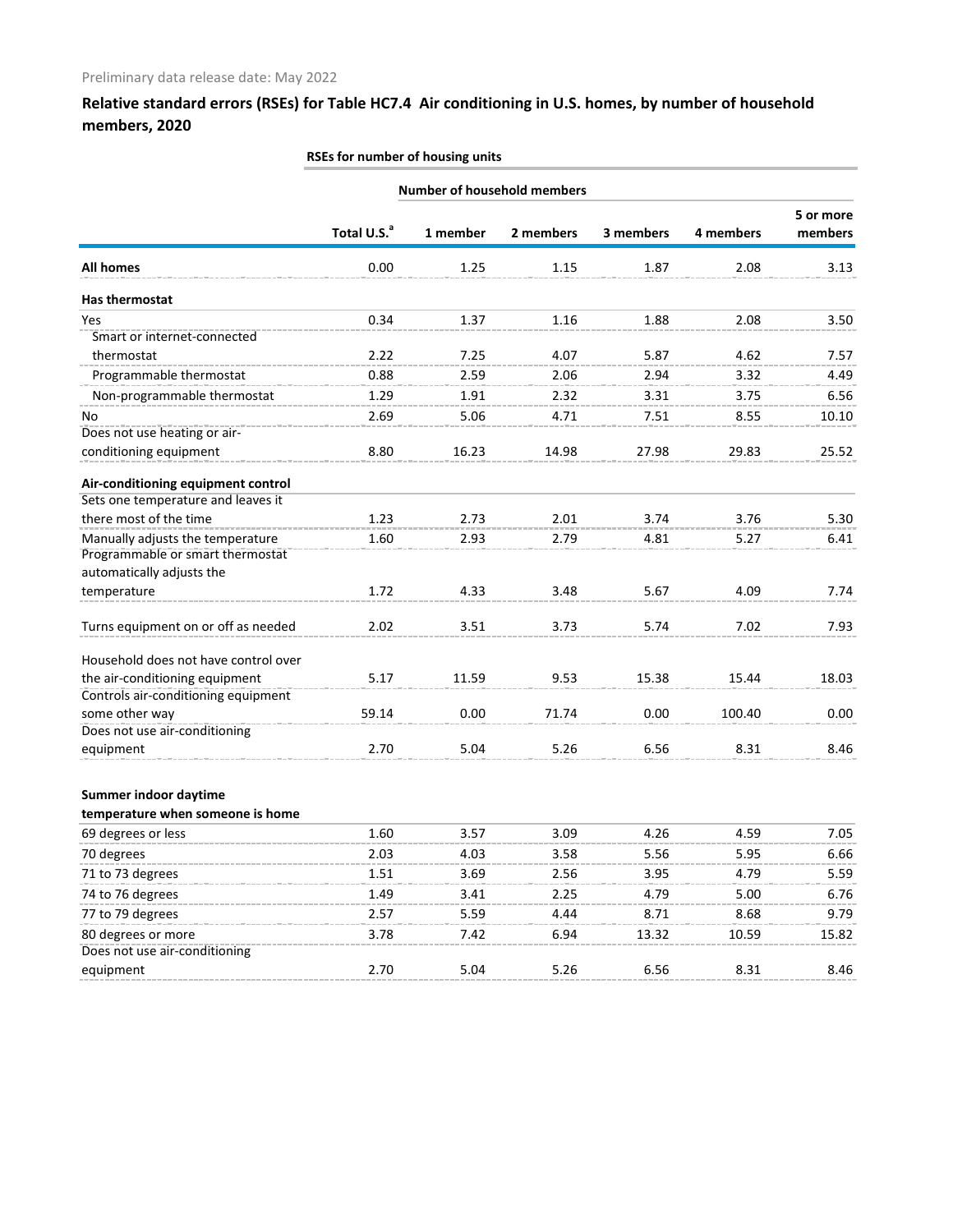Preliminary data release date: May 2022

## Relative standard errors (RSEs) for Table HC7.4 Air conditioning in U.S. homes, by number of household members, 2020

| | RSEs for number of housing units | | | | | |
|---|---|---|---|---|---|---|
| | | Number of household members | | | | |
| | Total U.S.[a] | 1 member | 2 members | 3 members | 4 members | 5 or more members |
| **All homes** | 0.00 | 1.25 | 1.15 | 1.87 | 2.08 | 3.13 |
| **Has thermostat** | | | | | | |
| Yes | 0.34 | 1.37 | 1.16 | 1.88 | 2.08 | 3.50 |
| Smart or internet-connected thermostat | 2.22 | 7.25 | 4.07 | 5.87 | 4.62 | 7.57 |
| Programmable thermostat | 0.88 | 2.59 | 2.06 | 2.94 | 3.32 | 4.49 |
| Non-programmable thermostat | 1.29 | 1.91 | 2.32 | 3.31 | 3.75 | 6.56 |
| No | 2.69 | 5.06 | 4.71 | 7.51 | 8.55 | 10.10 |
| Does not use heating or air-conditioning equipment | 8.80 | 16.23 | 14.98 | 27.98 | 29.83 | 25.52 |
| **Air-conditioning equipment control** | | | | | | |
| Sets one temperature and leaves it there most of the time | 1.23 | 2.73 | 2.01 | 3.74 | 3.76 | 5.30 |
| Manually adjusts the temperature | 1.60 | 2.93 | 2.79 | 4.81 | 5.27 | 6.41 |
| Programmable or smart thermostat automatically adjusts the temperature | 1.72 | 4.33 | 3.48 | 5.67 | 4.09 | 7.74 |
| Turns equipment on or off as needed | 2.02 | 3.51 | 3.73 | 5.74 | 7.02 | 7.93 |
| Household does not have control over the air-conditioning equipment | 5.17 | 11.59 | 9.53 | 15.38 | 15.44 | 18.03 |
| Controls air-conditioning equipment some other way | 59.14 | 0.00 | 71.74 | 0.00 | 100.40 | 0.00 |
| Does not use air-conditioning equipment | 2.70 | 5.04 | 5.26 | 6.56 | 8.31 | 8.46 |
| **Summer indoor daytime temperature when someone is home** | | | | | | |
| 69 degrees or less | 1.60 | 3.57 | 3.09 | 4.26 | 4.59 | 7.05 |
| 70 degrees | 2.03 | 4.03 | 3.58 | 5.56 | 5.95 | 6.66 |
| 71 to 73 degrees | 1.51 | 3.69 | 2.56 | 3.95 | 4.79 | 5.59 |
| 74 to 76 degrees | 1.49 | 3.41 | 2.25 | 4.79 | 5.00 | 6.76 |
| 77 to 79 degrees | 2.57 | 5.59 | 4.44 | 8.71 | 8.68 | 9.79 |
| 80 degrees or more | 3.78 | 7.42 | 6.94 | 13.32 | 10.59 | 15.82 |
| Does not use air-conditioning equipment | 2.70 | 5.04 | 5.26 | 6.56 | 8.31 | 8.46 |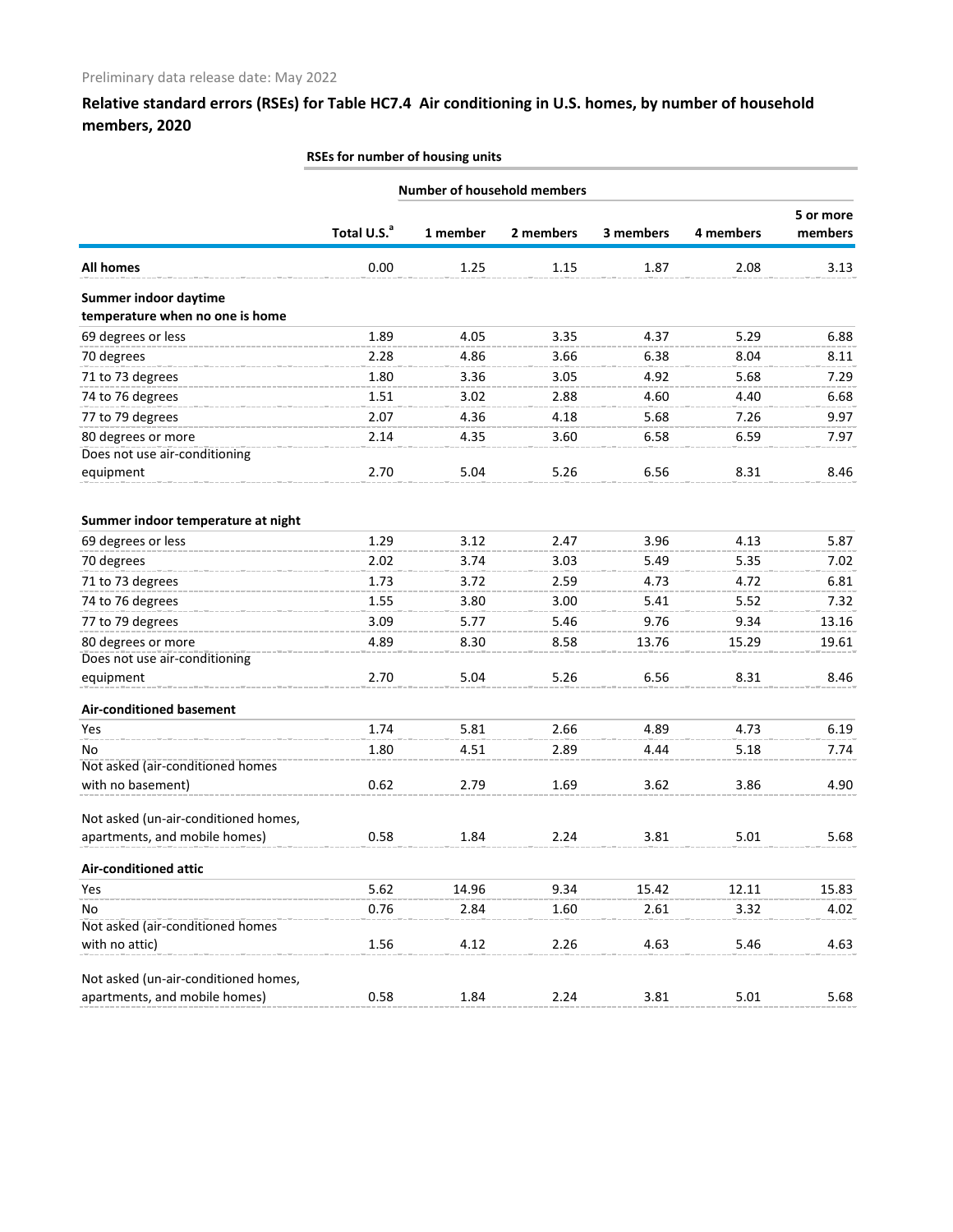Preliminary data release date: May 2022

## Relative standard errors (RSEs) for Table HC7.4 Air conditioning in U.S. homes, by number of household members, 2020

| | RSEs for number of housing units | | | | | |
|---|---|---|---|---|---|---|
| | | Number of household members | | | | |
| | Total U.S.[a] | 1 member | 2 members | 3 members | 4 members | 5 or more members |
| **All homes** | 0.00 | 1.25 | 1.15 | 1.87 | 2.08 | 3.13 |
| **Summer indoor daytime temperature when no one is home** | | | | | | |
| 69 degrees or less | 1.89 | 4.05 | 3.35 | 4.37 | 5.29 | 6.88 |
| 70 degrees | 2.28 | 4.86 | 3.66 | 6.38 | 8.04 | 8.11 |
| 71 to 73 degrees | 1.80 | 3.36 | 3.05 | 4.92 | 5.68 | 7.29 |
| 74 to 76 degrees | 1.51 | 3.02 | 2.88 | 4.60 | 4.40 | 6.68 |
| 77 to 79 degrees | 2.07 | 4.36 | 4.18 | 5.68 | 7.26 | 9.97 |
| 80 degrees or more | 2.14 | 4.35 | 3.60 | 6.58 | 6.59 | 7.97 |
| Does not use air-conditioning equipment | 2.70 | 5.04 | 5.26 | 6.56 | 8.31 | 8.46 |
| **Summer indoor temperature at night** | | | | | | |
| 69 degrees or less | 1.29 | 3.12 | 2.47 | 3.96 | 4.13 | 5.87 |
| 70 degrees | 2.02 | 3.74 | 3.03 | 5.49 | 5.35 | 7.02 |
| 71 to 73 degrees | 1.73 | 3.72 | 2.59 | 4.73 | 4.72 | 6.81 |
| 74 to 76 degrees | 1.55 | 3.80 | 3.00 | 5.41 | 5.52 | 7.32 |
| 77 to 79 degrees | 3.09 | 5.77 | 5.46 | 9.76 | 9.34 | 13.16 |
| 80 degrees or more | 4.89 | 8.30 | 8.58 | 13.76 | 15.29 | 19.61 |
| Does not use air-conditioning equipment | 2.70 | 5.04 | 5.26 | 6.56 | 8.31 | 8.46 |
| **Air-conditioned basement** | | | | | | |
| Yes | 1.74 | 5.81 | 2.66 | 4.89 | 4.73 | 6.19 |
| No | 1.80 | 4.51 | 2.89 | 4.44 | 5.18 | 7.74 |
| Not asked (air-conditioned homes with no basement) | 0.62 | 2.79 | 1.69 | 3.62 | 3.86 | 4.90 |
| Not asked (un-air-conditioned homes, apartments, and mobile homes) | 0.58 | 1.84 | 2.24 | 3.81 | 5.01 | 5.68 |
| **Air-conditioned attic** | | | | | | |
| Yes | 5.62 | 14.96 | 9.34 | 15.42 | 12.11 | 15.83 |
| No | 0.76 | 2.84 | 1.60 | 2.61 | 3.32 | 4.02 |
| Not asked (air-conditioned homes with no attic) | 1.56 | 4.12 | 2.26 | 4.63 | 5.46 | 4.63 |
| Not asked (un-air-conditioned homes, apartments, and mobile homes) | 0.58 | 1.84 | 2.24 | 3.81 | 5.01 | 5.68 |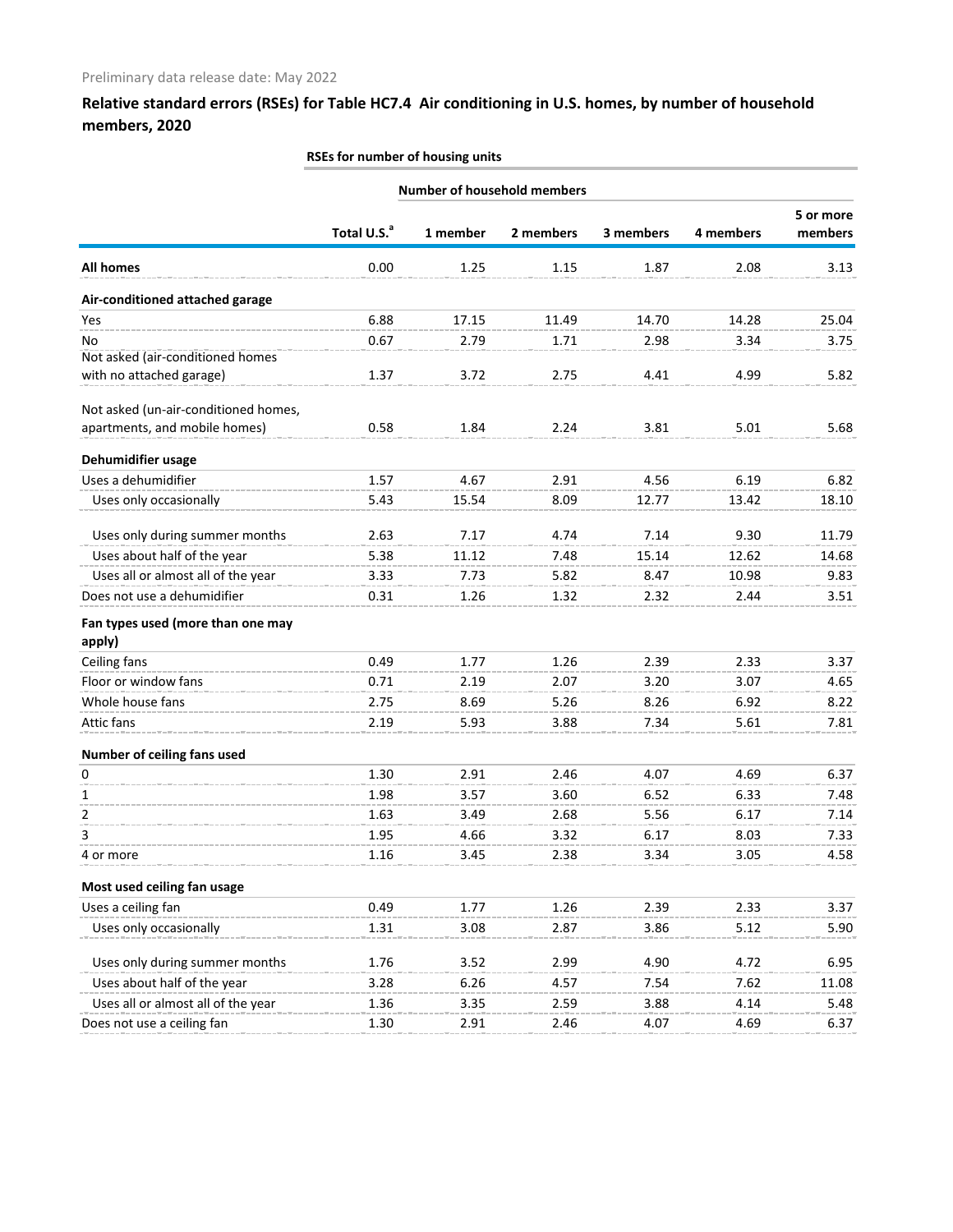Preliminary data release date: May 2022

## Relative standard errors (RSEs) for Table HC7.4 Air conditioning in U.S. homes, by number of household members, 2020

| | RSEs for number of housing units | | | | | |
|---|---|---|---|---|---|---|
| | | Number of household members | | | | |
| | Total U.S.[a] | 1 member | 2 members | 3 members | 4 members | 5 or more members |
| **All homes** | 0.00 | 1.25 | 1.15 | 1.87 | 2.08 | 3.13 |
| **Air-conditioned attached garage** | | | | | | |
| Yes | 6.88 | 17.15 | 11.49 | 14.70 | 14.28 | 25.04 |
| No | 0.67 | 2.79 | 1.71 | 2.98 | 3.34 | 3.75 |
| Not asked (air-conditioned homes with no attached garage) | 1.37 | 3.72 | 2.75 | 4.41 | 4.99 | 5.82 |
| Not asked (un-air-conditioned homes, apartments, and mobile homes) | 0.58 | 1.84 | 2.24 | 3.81 | 5.01 | 5.68 |
| **Dehumidifier usage** | | | | | | |
| Uses a dehumidifier | 1.57 | 4.67 | 2.91 | 4.56 | 6.19 | 6.82 |
| Uses only occasionally | 5.43 | 15.54 | 8.09 | 12.77 | 13.42 | 18.10 |
| Uses only during summer months | 2.63 | 7.17 | 4.74 | 7.14 | 9.30 | 11.79 |
| Uses about half of the year | 5.38 | 11.12 | 7.48 | 15.14 | 12.62 | 14.68 |
| Uses all or almost all of the year | 3.33 | 7.73 | 5.82 | 8.47 | 10.98 | 9.83 |
| Does not use a dehumidifier | 0.31 | 1.26 | 1.32 | 2.32 | 2.44 | 3.51 |
| **Fan types used (more than one may apply)** | | | | | | |
| Ceiling fans | 0.49 | 1.77 | 1.26 | 2.39 | 2.33 | 3.37 |
| Floor or window fans | 0.71 | 2.19 | 2.07 | 3.20 | 3.07 | 4.65 |
| Whole house fans | 2.75 | 8.69 | 5.26 | 8.26 | 6.92 | 8.22 |
| Attic fans | 2.19 | 5.93 | 3.88 | 7.34 | 5.61 | 7.81 |
| **Number of ceiling fans used** | | | | | | |
| 0 | 1.30 | 2.91 | 2.46 | 4.07 | 4.69 | 6.37 |
| 1 | 1.98 | 3.57 | 3.60 | 6.52 | 6.33 | 7.48 |
| 2 | 1.63 | 3.49 | 2.68 | 5.56 | 6.17 | 7.14 |
| 3 | 1.95 | 4.66 | 3.32 | 6.17 | 8.03 | 7.33 |
| 4 or more | 1.16 | 3.45 | 2.38 | 3.34 | 3.05 | 4.58 |
| **Most used ceiling fan usage** | | | | | | |
| Uses a ceiling fan | 0.49 | 1.77 | 1.26 | 2.39 | 2.33 | 3.37 |
| Uses only occasionally | 1.31 | 3.08 | 2.87 | 3.86 | 5.12 | 5.90 |
| Uses only during summer months | 1.76 | 3.52 | 2.99 | 4.90 | 4.72 | 6.95 |
| Uses about half of the year | 3.28 | 6.26 | 4.57 | 7.54 | 7.62 | 11.08 |
| Uses all or almost all of the year | 1.36 | 3.35 | 2.59 | 3.88 | 4.14 | 5.48 |
| Does not use a ceiling fan | 1.30 | 2.91 | 2.46 | 4.07 | 4.69 | 6.37 |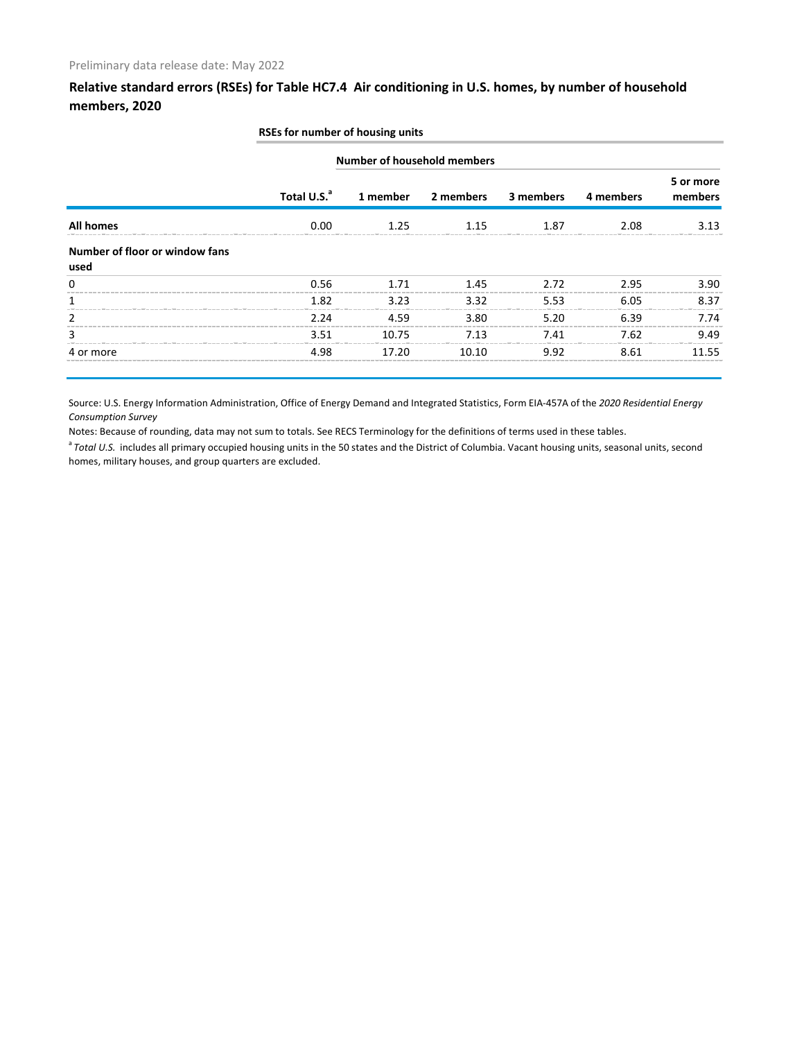Preliminary data release date: May 2022

## Relative standard errors (RSEs) for Table HC7.4 Air conditioning in U.S. homes, by number of household members, 2020

| | RSEs for number of housing units | | | | | |
|---|---|---|---|---|---|---|
| | | Number of household members | | | | |
| | Total U.S.[a] | 1 member | 2 members | 3 members | 4 members | 5 or more members |
| **All homes** | 0.00 | 1.25 | 1.15 | 1.87 | 2.08 | 3.13 |
| **Number of floor or window fans used** | | | | | | |
| 0 | 0.56 | 1.71 | 1.45 | 2.72 | 2.95 | 3.90 |
| 1 | 1.82 | 3.23 | 3.32 | 5.53 | 6.05 | 8.37 |
| 2 | 2.24 | 4.59 | 3.80 | 5.20 | 6.39 | 7.74 |
| 3 | 3.51 | 10.75 | 7.13 | 7.41 | 7.62 | 9.49 |
| 4 or more | 4.98 | 17.20 | 10.10 | 9.92 | 8.61 | 11.55 |

Source: U.S. Energy Information Administration, Office of Energy Demand and Integrated Statistics, Form EIA-457A of the *2020 Residential Energy Consumption Survey*

Notes: Because of rounding, data may not sum to totals. See RECS Terminology for the definitions of terms used in these tables.

[a] *Total U.S.* includes all primary occupied housing units in the 50 states and the District of Columbia. Vacant housing units, seasonal units, second homes, military houses, and group quarters are excluded.